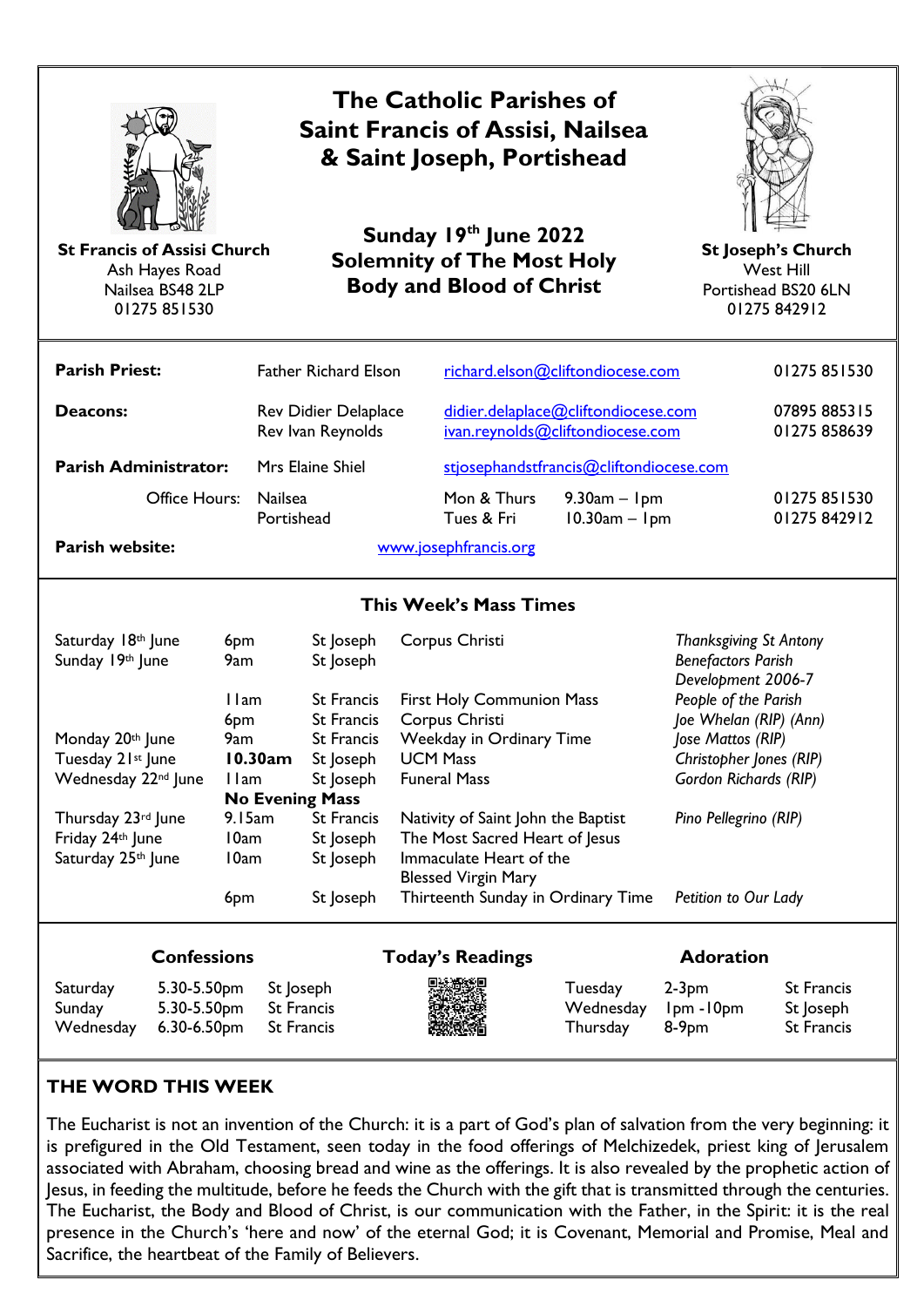# The Catholic Parishes of Saint Francis of Assisi, Nailsea & Saint Joseph, Portishead

**St Francis of Assisi Church**
Ash Hayes Road
Nailsea BS48 2LP
01275 851530

## Sunday 19th June 2022
## Solemnity of The Most Holy Body and Blood of Christ

**St Joseph's Church**
West Hill
Portishead BS20 6LN
01275 842912

| | | | | |
|---|---|---|---|---|
| **Parish Priest:** | Father Richard Elson | richard.elson@cliftondiocese.com | | 01275 851530 |
| **Deacons:** | Rev Didier Delaplace<br>Rev Ivan Reynolds | didier.delaplace@cliftondiocese.com<br>ivan.reynolds@cliftondiocese.com | | 07895 885315<br>01275 858639 |
| **Parish Administrator:** | Mrs Elaine Shiel | stjosephandstfrancis@cliftondiocese.com | | |
| Office Hours: | Nailsea<br>Portishead | Mon & Thurs<br>Tues & Fri | 9.30am – 1pm<br>10.30am – 1pm | 01275 851530<br>01275 842912 |
| **Parish website:** | | www.josephfrancis.org | | |

### This Week's Mass Times

| | | | | |
|---|---|---|---|---|
| Saturday 18th June | 6pm | St Joseph | Corpus Christi | *Thanksgiving St Antony* |
| Sunday 19th June | 9am | St Joseph | | *Benefactors Parish Development 2006-7* |
| | 11am | St Francis | First Holy Communion Mass | *People of the Parish* |
| | 6pm | St Francis | Corpus Christi | *Joe Whelan (RIP) (Ann)* |
| Monday 20th June | 9am | St Francis | Weekday in Ordinary Time | *Jose Mattos (RIP)* |
| Tuesday 21st June | **10.30am** | St Joseph | UCM Mass | *Christopher Jones (RIP)* |
| Wednesday 22nd June | 11am | St Joseph | Funeral Mass | *Gordon Richards (RIP)* |
| | **No Evening Mass** | | | |
| Thursday 23rd June | 9.15am | St Francis | Nativity of Saint John the Baptist | *Pino Pellegrino (RIP)* |
| Friday 24th June | 10am | St Joseph | The Most Sacred Heart of Jesus | |
| Saturday 25th June | 10am | St Joseph | Immaculate Heart of the Blessed Virgin Mary | |
| | 6pm | St Joseph | Thirteenth Sunday in Ordinary Time | *Petition to Our Lady* |

### Confessions

| | | |
|---|---|---|
| Saturday | 5.30-5.50pm | St Joseph |
| Sunday | 5.30-5.50pm | St Francis |
| Wednesday | 6.30-6.50pm | St Francis |

### Today's Readings

### Adoration

| | | |
|---|---|---|
| Tuesday | 2-3pm | St Francis |
| Wednesday | 1pm -10pm | St Joseph |
| Thursday | 8-9pm | St Francis |

## THE WORD THIS WEEK

The Eucharist is not an invention of the Church: it is a part of God's plan of salvation from the very beginning: it is prefigured in the Old Testament, seen today in the food offerings of Melchizedek, priest king of Jerusalem associated with Abraham, choosing bread and wine as the offerings. It is also revealed by the prophetic action of Jesus, in feeding the multitude, before he feeds the Church with the gift that is transmitted through the centuries. The Eucharist, the Body and Blood of Christ, is our communication with the Father, in the Spirit: it is the real presence in the Church's 'here and now' of the eternal God; it is Covenant, Memorial and Promise, Meal and Sacrifice, the heartbeat of the Family of Believers.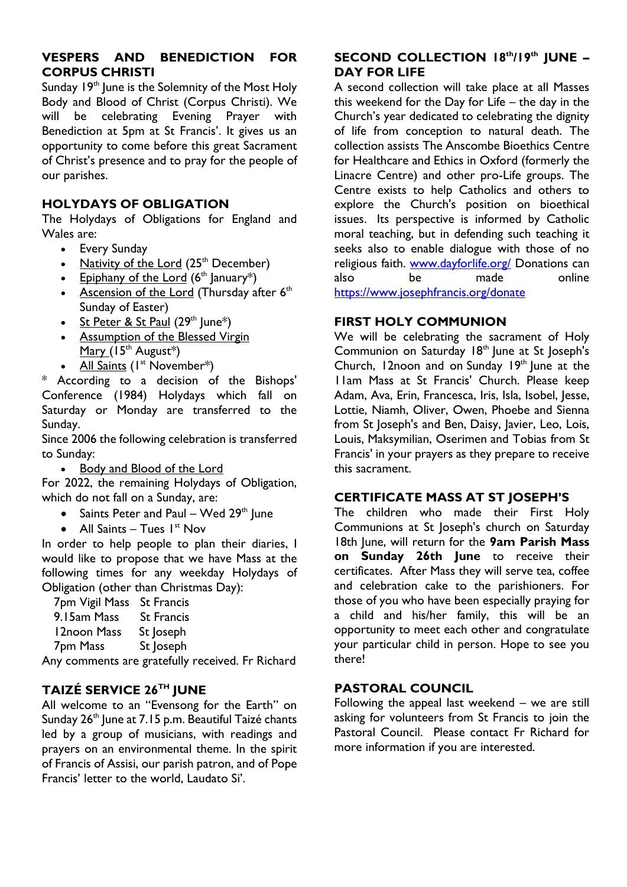## VESPERS AND BENEDICTION FOR CORPUS CHRISTI

Sunday 19th June is the Solemnity of the Most Holy Body and Blood of Christ (Corpus Christi). We will be celebrating Evening Prayer with Benediction at 5pm at St Francis'. It gives us an opportunity to come before this great Sacrament of Christ's presence and to pray for the people of our parishes.

## HOLYDAYS OF OBLIGATION

The Holydays of Obligations for England and Wales are:

- Every Sunday
- Nativity of the Lord (25th December)
- Epiphany of the Lord (6th January*)
- Ascension of the Lord (Thursday after 6th Sunday of Easter)
- St Peter & St Paul (29th June*)
- Assumption of the Blessed Virgin Mary (15th August*)
- All Saints (1st November*)

* According to a decision of the Bishops' Conference (1984) Holydays which fall on Saturday or Monday are transferred to the Sunday.

Since 2006 the following celebration is transferred to Sunday:

- Body and Blood of the Lord

For 2022, the remaining Holydays of Obligation, which do not fall on a Sunday, are:

- Saints Peter and Paul – Wed 29th June
- All Saints – Tues 1st Nov

In order to help people to plan their diaries, I would like to propose that we have Mass at the following times for any weekday Holydays of Obligation (other than Christmas Day):

| | |
|---|---|
| 7pm Vigil Mass | St Francis |
| 9.15am Mass | St Francis |
| 12noon Mass | St Joseph |
| 7pm Mass | St Joseph |

Any comments are gratefully received. Fr Richard

## TAIZÉ SERVICE 26TH JUNE

All welcome to an "Evensong for the Earth" on Sunday 26th June at 7.15 p.m. Beautiful Taizé chants led by a group of musicians, with readings and prayers on an environmental theme. In the spirit of Francis of Assisi, our parish patron, and of Pope Francis' letter to the world, Laudato Si'.

## SECOND COLLECTION 18th/19th JUNE – DAY FOR LIFE

A second collection will take place at all Masses this weekend for the Day for Life – the day in the Church's year dedicated to celebrating the dignity of life from conception to natural death. The collection assists The Anscombe Bioethics Centre for Healthcare and Ethics in Oxford (formerly the Linacre Centre) and other pro-Life groups. The Centre exists to help Catholics and others to explore the Church's position on bioethical issues. Its perspective is informed by Catholic moral teaching, but in defending such teaching it seeks also to enable dialogue with those of no religious faith. www.dayforlife.org/ Donations can also be made online https://www.josephfrancis.org/donate

## FIRST HOLY COMMUNION

We will be celebrating the sacrament of Holy Communion on Saturday 18th June at St Joseph's Church, 12noon and on Sunday 19th June at the 11am Mass at St Francis' Church. Please keep Adam, Ava, Erin, Francesca, Iris, Isla, Isobel, Jesse, Lottie, Niamh, Oliver, Owen, Phoebe and Sienna from St Joseph's and Ben, Daisy, Javier, Leo, Lois, Louis, Maksymilian, Oserimen and Tobias from St Francis' in your prayers as they prepare to receive this sacrament.

## CERTIFICATE MASS AT ST JOSEPH'S

The children who made their First Holy Communions at St Joseph's church on Saturday 18th June, will return for the **9am Parish Mass on Sunday 26th June** to receive their certificates. After Mass they will serve tea, coffee and celebration cake to the parishioners. For those of you who have been especially praying for a child and his/her family, this will be an opportunity to meet each other and congratulate your particular child in person. Hope to see you there!

## PASTORAL COUNCIL

Following the appeal last weekend – we are still asking for volunteers from St Francis to join the Pastoral Council. Please contact Fr Richard for more information if you are interested.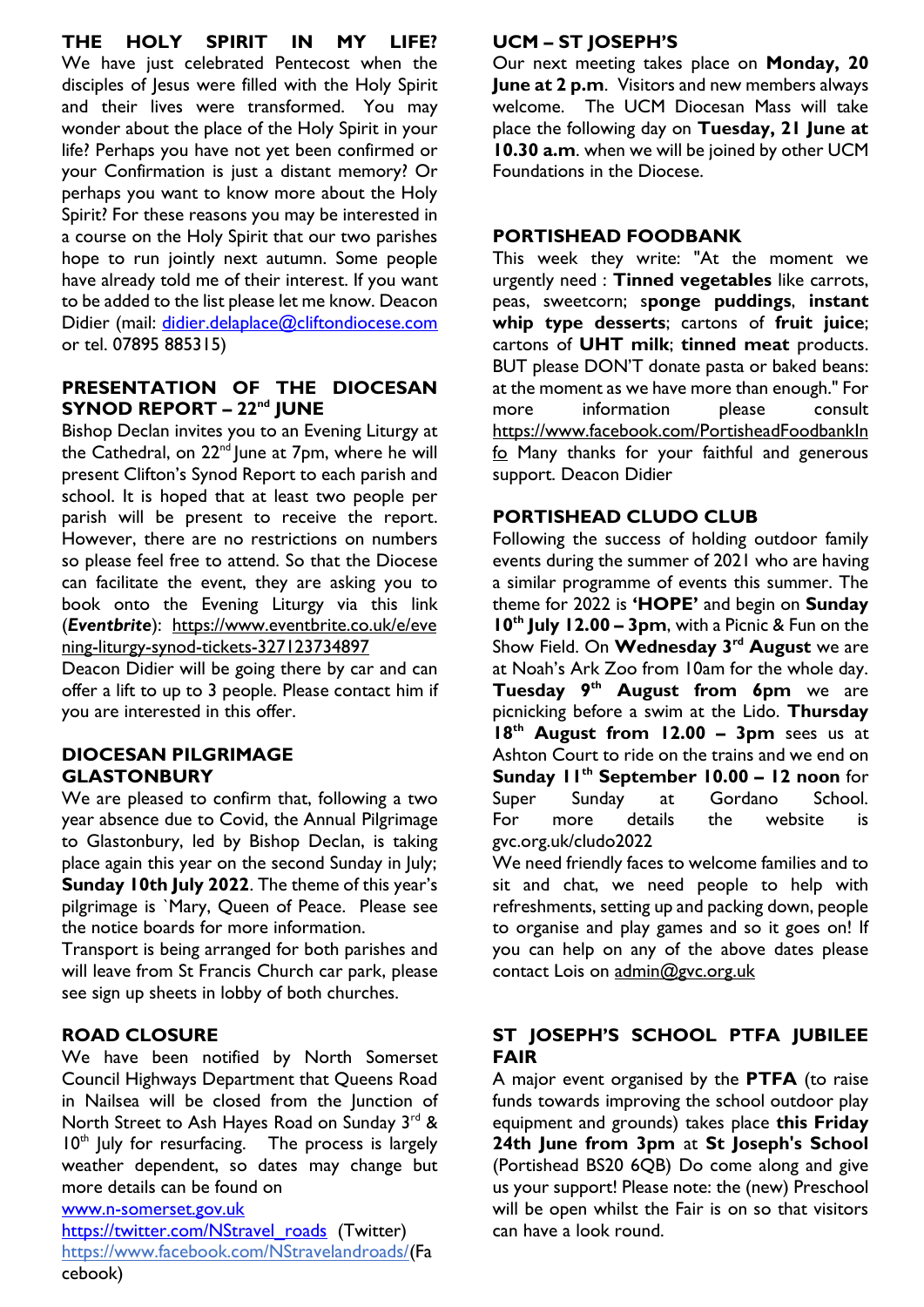## THE HOLY SPIRIT IN MY LIFE?

We have just celebrated Pentecost when the disciples of Jesus were filled with the Holy Spirit and their lives were transformed. You may wonder about the place of the Holy Spirit in your life? Perhaps you have not yet been confirmed or your Confirmation is just a distant memory? Or perhaps you want to know more about the Holy Spirit? For these reasons you may be interested in a course on the Holy Spirit that our two parishes hope to run jointly next autumn. Some people have already told me of their interest. If you want to be added to the list please let me know. Deacon Didier (mail: didier.delaplace@cliftondiocese.com or tel. 07895 885315)

## PRESENTATION OF THE DIOCESAN SYNOD REPORT – 22nd JUNE

Bishop Declan invites you to an Evening Liturgy at the Cathedral, on 22nd June at 7pm, where he will present Clifton's Synod Report to each parish and school. It is hoped that at least two people per parish will be present to receive the report. However, there are no restrictions on numbers so please feel free to attend. So that the Diocese can facilitate the event, they are asking you to book onto the Evening Liturgy via this link (***Eventbrite***): https://www.eventbrite.co.uk/e/evening-liturgy-synod-tickets-327123734897

Deacon Didier will be going there by car and can offer a lift to up to 3 people. Please contact him if you are interested in this offer.

## DIOCESAN PILGRIMAGE GLASTONBURY

We are pleased to confirm that, following a two year absence due to Covid, the Annual Pilgrimage to Glastonbury, led by Bishop Declan, is taking place again this year on the second Sunday in July; **Sunday 10th July 2022**. The theme of this year's pilgrimage is `Mary, Queen of Peace. Please see the notice boards for more information.

Transport is being arranged for both parishes and will leave from St Francis Church car park, please see sign up sheets in lobby of both churches.

## ROAD CLOSURE

We have been notified by North Somerset Council Highways Department that Queens Road in Nailsea will be closed from the Junction of North Street to Ash Hayes Road on Sunday 3rd & 10th July for resurfacing. The process is largely weather dependent, so dates may change but more details can be found on

www.n-somerset.gov.uk
https://twitter.com/NStravel_roads (Twitter)
https://www.facebook.com/NStravelandroads/(Facebook)

## UCM – ST JOSEPH'S

Our next meeting takes place on **Monday, 20 June at 2 p.m**. Visitors and new members always welcome. The UCM Diocesan Mass will take place the following day on **Tuesday, 21 June at 10.30 a.m**. when we will be joined by other UCM Foundations in the Diocese.

## PORTISHEAD FOODBANK

This week they write: "At the moment we urgently need : **Tinned vegetables** like carrots, peas, sweetcorn; s**ponge puddings**, **instant whip type desserts**; cartons of **fruit juice**; cartons of **UHT milk**; **tinned meat** products. BUT please DON'T donate pasta or baked beans: at the moment as we have more than enough." For more information please consult https://www.facebook.com/PortisheadFoodbankInfo Many thanks for your faithful and generous support. Deacon Didier

## PORTISHEAD CLUDO CLUB

Following the success of holding outdoor family events during the summer of 2021 who are having a similar programme of events this summer. The theme for 2022 is **'HOPE'** and begin on **Sunday 10th July 12.00 – 3pm**, with a Picnic & Fun on the Show Field. On **Wednesday 3rd August** we are at Noah's Ark Zoo from 10am for the whole day. **Tuesday 9th August from 6pm** we are picnicking before a swim at the Lido. **Thursday 18th August from 12.00 – 3pm** sees us at Ashton Court to ride on the trains and we end on **Sunday 11th September 10.00 – 12 noon** for Super Sunday at Gordano School. For more details the website is gvc.org.uk/cludo2022

We need friendly faces to welcome families and to sit and chat, we need people to help with refreshments, setting up and packing down, people to organise and play games and so it goes on! If you can help on any of the above dates please contact Lois on admin@gvc.org.uk

## ST JOSEPH'S SCHOOL PTFA JUBILEE FAIR

A major event organised by the **PTFA** (to raise funds towards improving the school outdoor play equipment and grounds) takes place **this Friday 24th June from 3pm** at **St Joseph's School** (Portishead BS20 6QB) Do come along and give us your support! Please note: the (new) Preschool will be open whilst the Fair is on so that visitors can have a look round.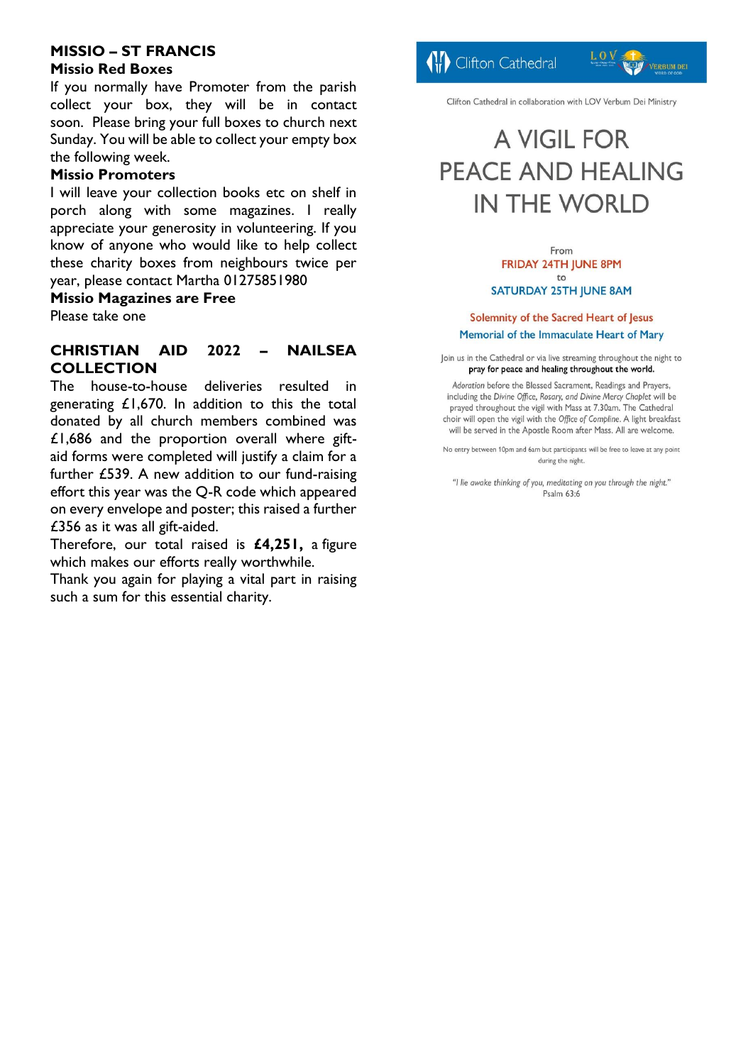## MISSIO – ST FRANCIS

### Missio Red Boxes

If you normally have Promoter from the parish collect your box, they will be in contact soon. Please bring your full boxes to church next Sunday. You will be able to collect your empty box the following week.

### Missio Promoters

I will leave your collection books etc on shelf in porch along with some magazines. I really appreciate your generosity in volunteering. If you know of anyone who would like to help collect these charity boxes from neighbours twice per year, please contact Martha 01275851980

### Missio Magazines are Free

Please take one

## CHRISTIAN AID 2022 – NAILSEA COLLECTION

The house-to-house deliveries resulted in generating £1,670. In addition to this the total donated by all church members combined was £1,686 and the proportion overall where gift-aid forms were completed will justify a claim for a further £539. A new addition to our fund-raising effort this year was the Q-R code which appeared on every envelope and poster; this raised a further £356 as it was all gift-aided.

Therefore, our total raised is **£4,251,** a figure which makes our efforts really worthwhile.

Thank you again for playing a vital part in raising such a sum for this essential charity.

Clifton Cathedral | LOV Verbum Dei

Clifton Cathedral in collaboration with LOV Verbum Dei Ministry

# A VIGIL FOR PEACE AND HEALING IN THE WORLD

From

FRIDAY 24TH JUNE 8PM

to

SATURDAY 25TH JUNE 8AM

Solemnity of the Sacred Heart of Jesus

Memorial of the Immaculate Heart of Mary

Join us in the Cathedral or via live streaming throughout the night to pray for peace and healing throughout the world.

*Adoration* before the Blessed Sacrament, Readings and Prayers, including the *Divine Office, Rosary, and Divine Mercy Chaplet* will be prayed throughout the vigil with Mass at 7.30am. The Cathedral choir will open the vigil with the *Office of Compline*. A light breakfast will be served in the Apostle Room after Mass. All are welcome.

No entry between 10pm and 6am but participants will be free to leave at any point during the night.

*"I lie awake thinking of you, meditating on you through the night."*
Psalm 63:6